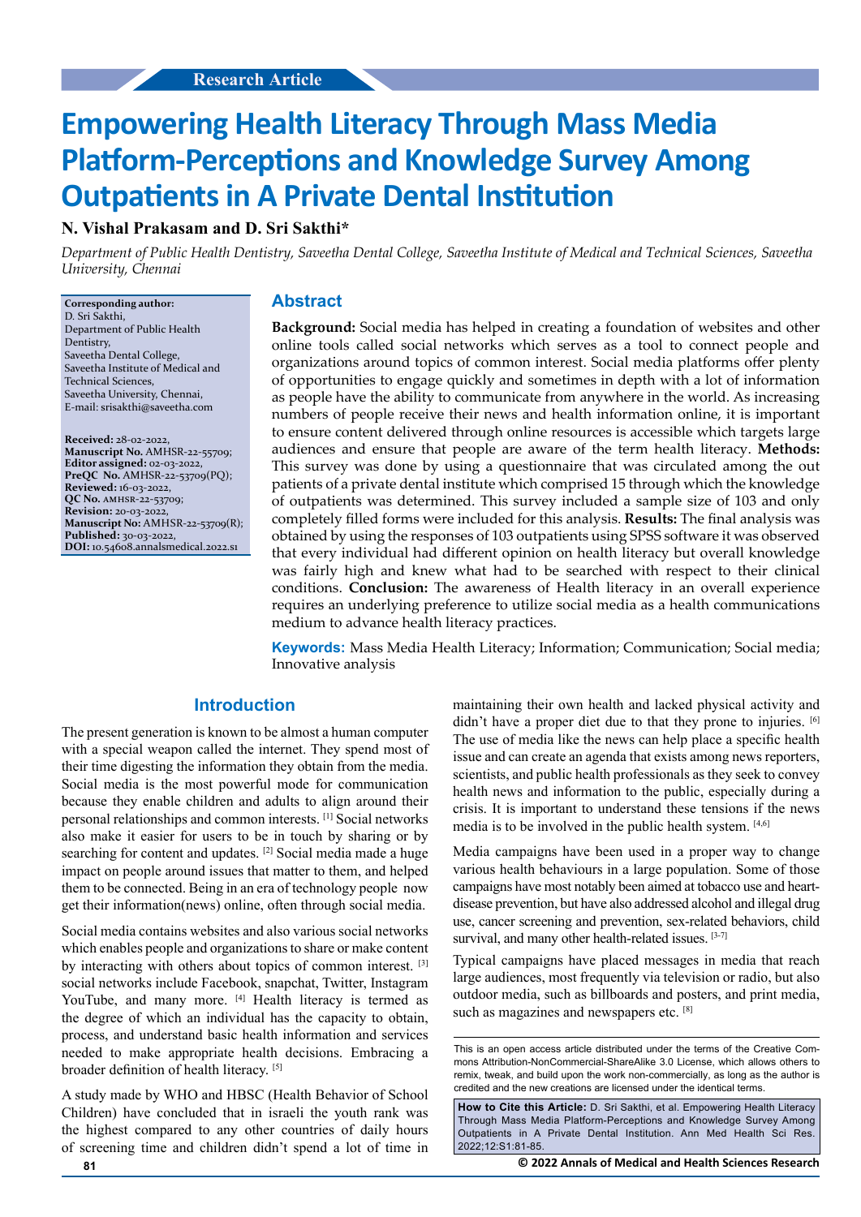Research Article

# Empowering Health Literacy Through Mass Media Platform-Perceptions and Knowledge Survey Among Outpatients in A Private Dental Institution

**N. Vishal Prakasam and D. Sri Sakthi\***

*Department of Public Health Dentistry, Saveetha Dental College, Saveetha Institute of Medical and Technical Sciences, Saveetha University, Chennai*

**Corresponding author:**
D. Sri Sakthi,
Department of Public Health Dentistry,
Saveetha Dental College,
Saveetha Institute of Medical and Technical Sciences,
Saveetha University, Chennai,
E-mail: srisakthi@saveetha.com

**Received:** 28-02-2022,
**Manuscript No.** AMHSR-22-55709;
**Editor assigned:** 02-03-2022,
**PreQC No.** AMHSR-22-53709(PQ);
**Reviewed:** 16-03-2022,
**QC No.** AMHSR-22-53709;
**Revision:** 20-03-2022,
**Manuscript No:** AMHSR-22-53709(R);
**Published:** 30-03-2022,
**DOI:** 10.54608.annalsmedical.2022.s1

## Abstract

**Background:** Social media has helped in creating a foundation of websites and other online tools called social networks which serves as a tool to connect people and organizations around topics of common interest. Social media platforms offer plenty of opportunities to engage quickly and sometimes in depth with a lot of information as people have the ability to communicate from anywhere in the world. As increasing numbers of people receive their news and health information online, it is important to ensure content delivered through online resources is accessible which targets large audiences and ensure that people are aware of the term health literacy. **Methods:** This survey was done by using a questionnaire that was circulated among the out patients of a private dental institute which comprised 15 through which the knowledge of outpatients was determined. This survey included a sample size of 103 and only completely filled forms were included for this analysis. **Results:** The final analysis was obtained by using the responses of 103 outpatients using SPSS software it was observed that every individual had different opinion on health literacy but overall knowledge was fairly high and knew what had to be searched with respect to their clinical conditions. **Conclusion:** The awareness of Health literacy in an overall experience requires an underlying preference to utilize social media as a health communications medium to advance health literacy practices.

**Keywords:** Mass Media Health Literacy; Information; Communication; Social media; Innovative analysis

## Introduction

The present generation is known to be almost a human computer with a special weapon called the internet. They spend most of their time digesting the information they obtain from the media. Social media is the most powerful mode for communication because they enable children and adults to align around their personal relationships and common interests. [1] Social networks also make it easier for users to be in touch by sharing or by searching for content and updates. [2] Social media made a huge impact on people around issues that matter to them, and helped them to be connected. Being in an era of technology people now get their information(news) online, often through social media.

Social media contains websites and also various social networks which enables people and organizations to share or make content by interacting with others about topics of common interest. [3] social networks include Facebook, snapchat, Twitter, Instagram YouTube, and many more. [4] Health literacy is termed as the degree of which an individual has the capacity to obtain, process, and understand basic health information and services needed to make appropriate health decisions. Embracing a broader definition of health literacy. [5]

A study made by WHO and HBSC (Health Behavior of School Children) have concluded that in israeli the youth rank was the highest compared to any other countries of daily hours of screening time and children didn't spend a lot of time in maintaining their own health and lacked physical activity and didn't have a proper diet due to that they prone to injuries. [6] The use of media like the news can help place a specific health issue and can create an agenda that exists among news reporters, scientists, and public health professionals as they seek to convey health news and information to the public, especially during a crisis. It is important to understand these tensions if the news media is to be involved in the public health system. [4,6]

Media campaigns have been used in a proper way to change various health behaviours in a large population. Some of those campaigns have most notably been aimed at tobacco use and heart-disease prevention, but have also addressed alcohol and illegal drug use, cancer screening and prevention, sex-related behaviors, child survival, and many other health-related issues. [3-7]

Typical campaigns have placed messages in media that reach large audiences, most frequently via television or radio, but also outdoor media, such as billboards and posters, and print media, such as magazines and newspapers etc. [8]

This is an open access article distributed under the terms of the Creative Commons Attribution-NonCommercial-ShareAlike 3.0 License, which allows others to remix, tweak, and build upon the work non-commercially, as long as the author is credited and the new creations are licensed under the identical terms.

**How to Cite this Article:** D. Sri Sakthi, et al. Empowering Health Literacy Through Mass Media Platform-Perceptions and Knowledge Survey Among Outpatients in A Private Dental Institution. Ann Med Health Sci Res. 2022;12:S1:81-85.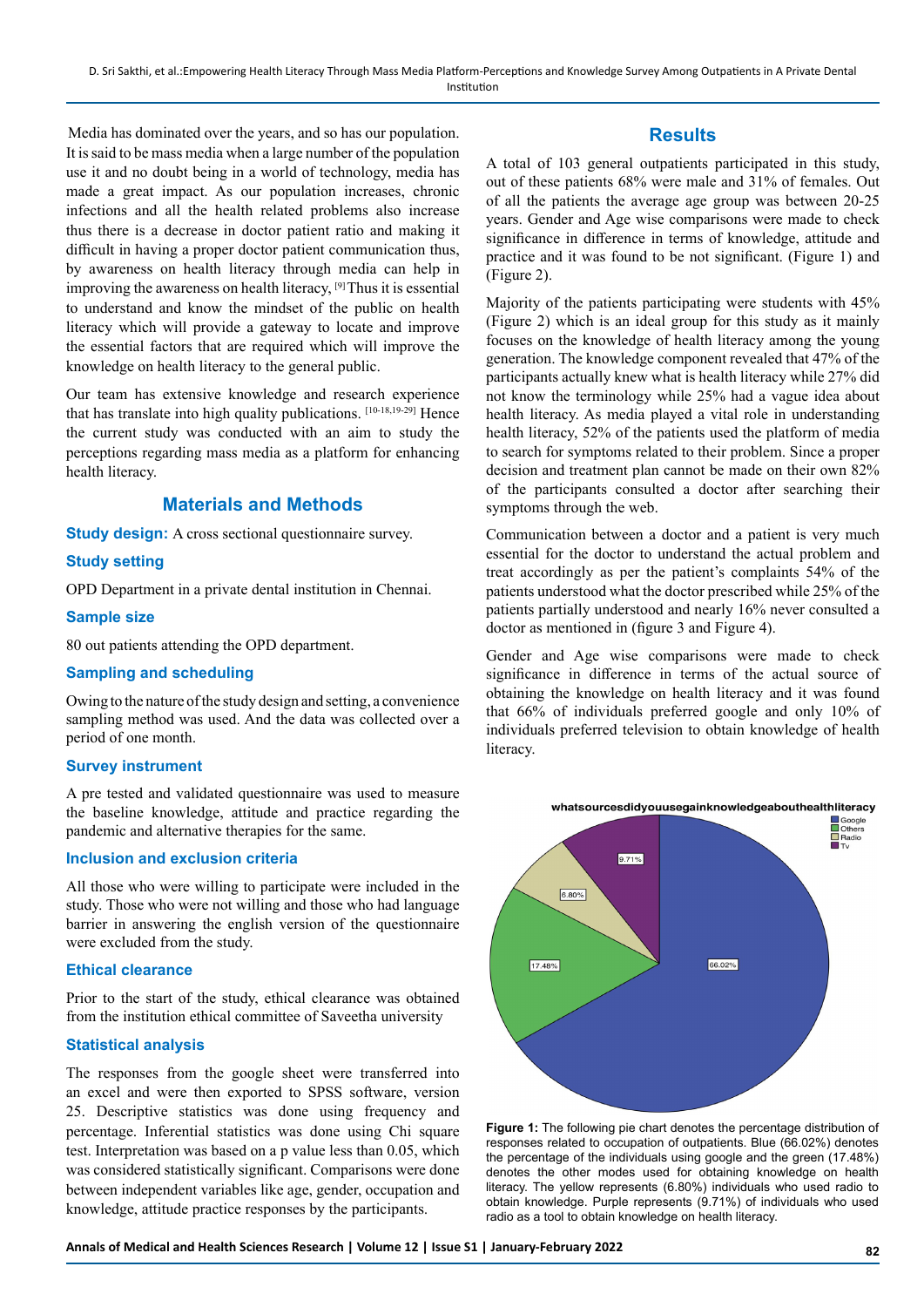Media has dominated over the years, and so has our population. It is said to be mass media when a large number of the population use it and no doubt being in a world of technology, media has made a great impact. As our population increases, chronic infections and all the health related problems also increase thus there is a decrease in doctor patient ratio and making it difficult in having a proper doctor patient communication thus, by awareness on health literacy through media can help in improving the awareness on health literacy, [9] Thus it is essential to understand and know the mindset of the public on health literacy which will provide a gateway to locate and improve the essential factors that are required which will improve the knowledge on health literacy to the general public.

Our team has extensive knowledge and research experience that has translate into high quality publications. [10-18,19-29] Hence the current study was conducted with an aim to study the perceptions regarding mass media as a platform for enhancing health literacy.

## Materials and Methods

**Study design:** A cross sectional questionnaire survey.

### Study setting

OPD Department in a private dental institution in Chennai.

### Sample size

80 out patients attending the OPD department.

### Sampling and scheduling

Owing to the nature of the study design and setting, a convenience sampling method was used. And the data was collected over a period of one month.

### Survey instrument

A pre tested and validated questionnaire was used to measure the baseline knowledge, attitude and practice regarding the pandemic and alternative therapies for the same.

### Inclusion and exclusion criteria

All those who were willing to participate were included in the study. Those who were not willing and those who had language barrier in answering the english version of the questionnaire were excluded from the study.

### Ethical clearance

Prior to the start of the study, ethical clearance was obtained from the institution ethical committee of Saveetha university

### Statistical analysis

The responses from the google sheet were transferred into an excel and were then exported to SPSS software, version 25. Descriptive statistics was done using frequency and percentage. Inferential statistics was done using Chi square test. Interpretation was based on a p value less than 0.05, which was considered statistically significant. Comparisons were done between independent variables like age, gender, occupation and knowledge, attitude practice responses by the participants.

## Results

A total of 103 general outpatients participated in this study, out of these patients 68% were male and 31% of females. Out of all the patients the average age group was between 20-25 years. Gender and Age wise comparisons were made to check significance in difference in terms of knowledge, attitude and practice and it was found to be not significant. (Figure 1) and (Figure 2).

Majority of the patients participating were students with 45% (Figure 2) which is an ideal group for this study as it mainly focuses on the knowledge of health literacy among the young generation. The knowledge component revealed that 47% of the participants actually knew what is health literacy while 27% did not know the terminology while 25% had a vague idea about health literacy. As media played a vital role in understanding health literacy, 52% of the patients used the platform of media to search for symptoms related to their problem. Since a proper decision and treatment plan cannot be made on their own 82% of the participants consulted a doctor after searching their symptoms through the web.

Communication between a doctor and a patient is very much essential for the doctor to understand the actual problem and treat accordingly as per the patient's complaints 54% of the patients understood what the doctor prescribed while 25% of the patients partially understood and nearly 16% never consulted a doctor as mentioned in (figure 3 and Figure 4).

Gender and Age wise comparisons were made to check significance in difference in terms of the actual source of obtaining the knowledge on health literacy and it was found that 66% of individuals preferred google and only 10% of individuals preferred television to obtain knowledge of health literacy.

whatsourcesdidyouusegainknowledgeabouthealthliteracy

Google: 66.02%; Others: 17.48%; Radio: 6.80%; Tv: 9.71%

**Figure 1:** The following pie chart denotes the percentage distribution of responses related to occupation of outpatients. Blue (66.02%) denotes the percentage of the individuals using google and the green (17.48%) denotes the other modes used for obtaining knowledge on health literacy. The yellow represents (6.80%) individuals who used radio to obtain knowledge. Purple represents (9.71%) of individuals who used radio as a tool to obtain knowledge on health literacy.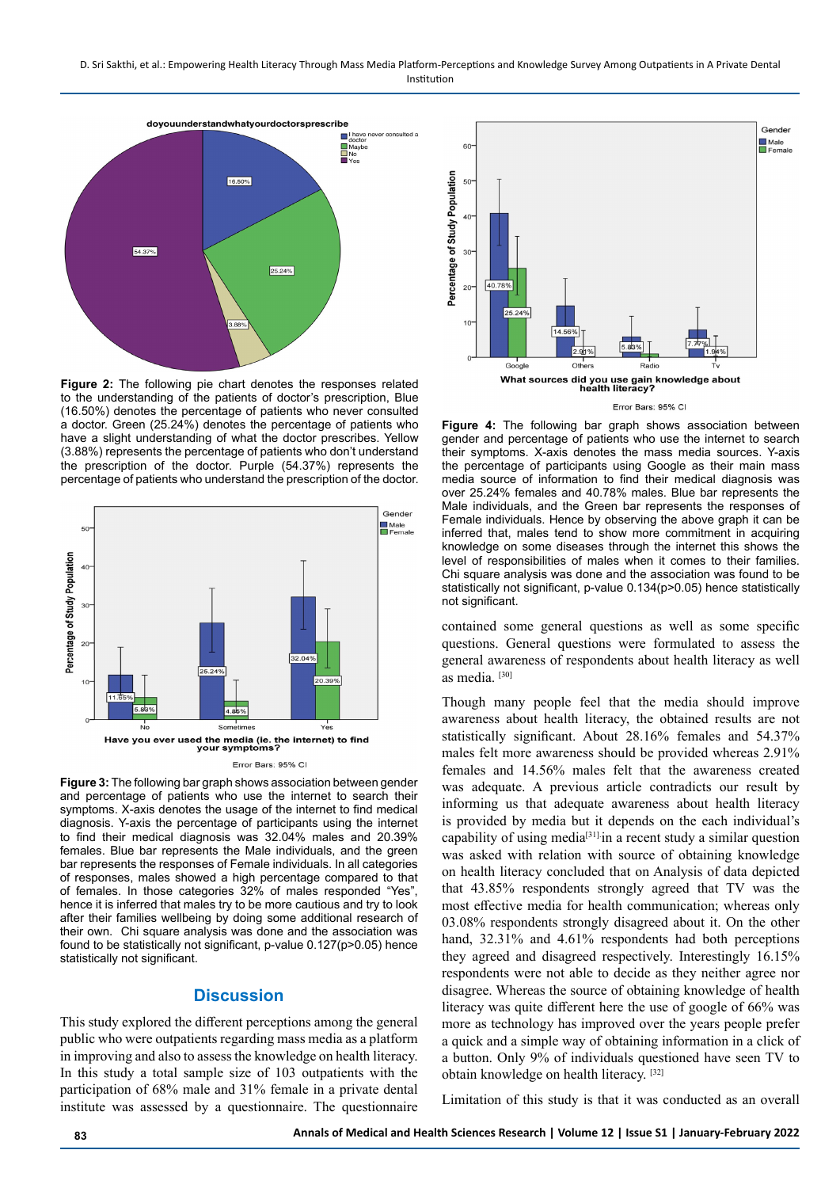**Figure 2:** The following pie chart denotes the responses related to the understanding of the patients of doctor's prescription, Blue (16.50%) denotes the percentage of patients who never consulted a doctor. Green (25.24%) denotes the percentage of patients who have a slight understanding of what the doctor prescribes. Yellow (3.88%) represents the percentage of patients who don't understand the prescription of the doctor. Purple (54.37%) represents the percentage of patients who understand the prescription of the doctor.

**Figure 3:** The following bar graph shows association between gender and percentage of patients who use the internet to search their symptoms. X-axis denotes the usage of the internet to find medical diagnosis. Y-axis the percentage of participants using the internet to find their medical diagnosis was 32.04% males and 20.39% females. Blue bar represents the Male individuals, and the green bar represents the responses of Female individuals. In all categories of responses, males showed a high percentage compared to that of females. In those categories 32% of males responded "Yes", hence it is inferred that males try to be more cautious and try to look after their families wellbeing by doing some additional research of their own. Chi square analysis was done and the association was found to be statistically not significant, p-value 0.127(p>0.05) hence statistically not significant.

**Figure 4:** The following bar graph shows association between gender and percentage of patients who use the internet to search their symptoms. X-axis denotes the mass media sources. Y-axis the percentage of participants using Google as their main mass media source of information to find their medical diagnosis was over 25.24% females and 40.78% males. Blue bar represents the Male individuals, and the Green bar represents the responses of Female individuals. Hence by observing the above graph it can be inferred that, males tend to show more commitment in acquiring knowledge on some diseases through the internet this shows the level of responsibilities of males when it comes to their families. Chi square analysis was done and the association was found to be statistically not significant, p-value 0.134(p>0.05) hence statistically not significant.

## Discussion

This study explored the different perceptions among the general public who were outpatients regarding mass media as a platform in improving and also to assess the knowledge on health literacy. In this study a total sample size of 103 outpatients with the participation of 68% male and 31% female in a private dental institute was assessed by a questionnaire. The questionnaire contained some general questions as well as some specific questions. General questions were formulated to assess the general awareness of respondents about health literacy as well as media. [30]

Though many people feel that the media should improve awareness about health literacy, the obtained results are not statistically significant. About 28.16% females and 54.37% males felt more awareness should be provided whereas 2.91% females and 14.56% males felt that the awareness created was adequate. A previous article contradicts our result by informing us that adequate awareness about health literacy is provided by media but it depends on the each individual's capability of using media[31] in a recent study a similar question was asked with relation with source of obtaining knowledge on health literacy concluded that on Analysis of data depicted that 43.85% respondents strongly agreed that TV was the most effective media for health communication; whereas only 03.08% respondents strongly disagreed about it. On the other hand, 32.31% and 4.61% respondents had both perceptions they agreed and disagreed respectively. Interestingly 16.15% respondents were not able to decide as they neither agree nor disagree. Whereas the source of obtaining knowledge of health literacy was quite different here the use of google of 66% was more as technology has improved over the years people prefer a quick and a simple way of obtaining information in a click of a button. Only 9% of individuals questioned have seen TV to obtain knowledge on health literacy. [32]

Limitation of this study is that it was conducted as an overall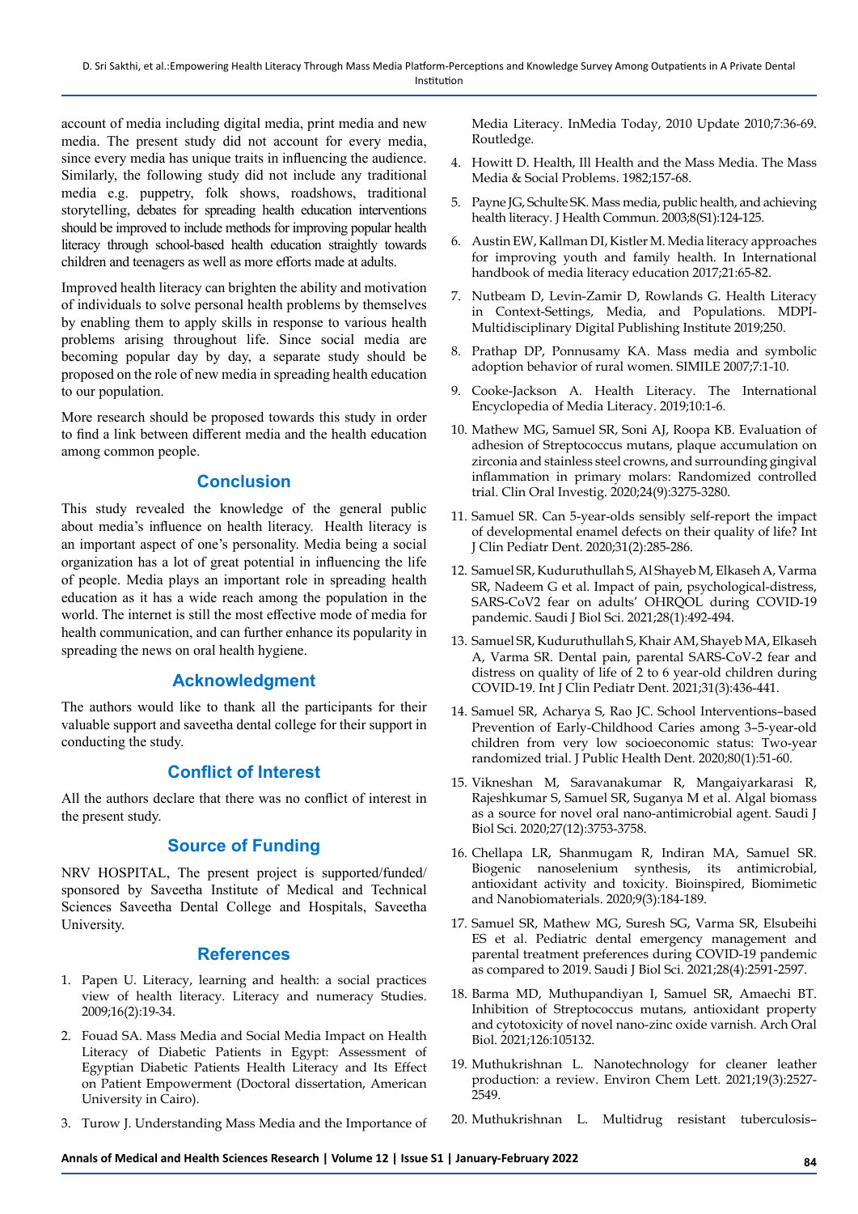account of media including digital media, print media and new media. The present study did not account for every media, since every media has unique traits in influencing the audience. Similarly, the following study did not include any traditional media e.g. puppetry, folk shows, roadshows, traditional storytelling, debates for spreading health education interventions should be improved to include methods for improving popular health literacy through school-based health education straightly towards children and teenagers as well as more efforts made at adults.

Improved health literacy can brighten the ability and motivation of individuals to solve personal health problems by themselves by enabling them to apply skills in response to various health problems arising throughout life. Since social media are becoming popular day by day, a separate study should be proposed on the role of new media in spreading health education to our population.

More research should be proposed towards this study in order to find a link between different media and the health education among common people.

## Conclusion

This study revealed the knowledge of the general public about media's influence on health literacy. Health literacy is an important aspect of one's personality. Media being a social organization has a lot of great potential in influencing the life of people. Media plays an important role in spreading health education as it has a wide reach among the population in the world. The internet is still the most effective mode of media for health communication, and can further enhance its popularity in spreading the news on oral health hygiene.

## Acknowledgment

The authors would like to thank all the participants for their valuable support and saveetha dental college for their support in conducting the study.

## Conflict of Interest

All the authors declare that there was no conflict of interest in the present study.

## Source of Funding

NRV HOSPITAL, The present project is supported/funded/sponsored by Saveetha Institute of Medical and Technical Sciences Saveetha Dental College and Hospitals, Saveetha University.

## References

1. Papen U. Literacy, learning and health: a social practices view of health literacy. Literacy and numeracy Studies. 2009;16(2):19-34.
2. Fouad SA. Mass Media and Social Media Impact on Health Literacy of Diabetic Patients in Egypt: Assessment of Egyptian Diabetic Patients Health Literacy and Its Effect on Patient Empowerment (Doctoral dissertation, American University in Cairo).
3. Turow J. Understanding Mass Media and the Importance of Media Literacy. InMedia Today, 2010 Update 2010;7:36-69. Routledge.
4. Howitt D. Health, Ill Health and the Mass Media. The Mass Media & Social Problems. 1982;157-68.
5. Payne JG, Schulte SK. Mass media, public health, and achieving health literacy. J Health Commun. 2003;8(S1):124-125.
6. Austin EW, Kallman DI, Kistler M. Media literacy approaches for improving youth and family health. In International handbook of media literacy education 2017;21:65-82.
7. Nutbeam D, Levin-Zamir D, Rowlands G. Health Literacy in Context-Settings, Media, and Populations. MDPI-Multidisciplinary Digital Publishing Institute 2019;250.
8. Prathap DP, Ponnusamy KA. Mass media and symbolic adoption behavior of rural women. SIMILE 2007;7:1-10.
9. Cooke-Jackson A. Health Literacy. The International Encyclopedia of Media Literacy. 2019;10:1-6.
10. Mathew MG, Samuel SR, Soni AJ, Roopa KB. Evaluation of adhesion of Streptococcus mutans, plaque accumulation on zirconia and stainless steel crowns, and surrounding gingival inflammation in primary molars: Randomized controlled trial. Clin Oral Investig. 2020;24(9):3275-3280.
11. Samuel SR. Can 5-year-olds sensibly self-report the impact of developmental enamel defects on their quality of life? Int J Clin Pediatr Dent. 2020;31(2):285-286.
12. Samuel SR, Kuduruthullah S, Al Shayeb M, Elkaseh A, Varma SR, Nadeem G et al. Impact of pain, psychological-distress, SARS-CoV2 fear on adults' OHRQOL during COVID-19 pandemic. Saudi J Biol Sci. 2021;28(1):492-494.
13. Samuel SR, Kuduruthullah S, Khair AM, Shayeb MA, Elkaseh A, Varma SR. Dental pain, parental SARS-CoV-2 fear and distress on quality of life of 2 to 6 year-old children during COVID-19. Int J Clin Pediatr Dent. 2021;31(3):436-441.
14. Samuel SR, Acharya S, Rao JC. School Interventions–based Prevention of Early-Childhood Caries among 3–5-year-old children from very low socioeconomic status: Two-year randomized trial. J Public Health Dent. 2020;80(1):51-60.
15. Vikneshan M, Saravanakumar R, Mangaiyarkarasi R, Rajeshkumar S, Samuel SR, Suganya M et al. Algal biomass as a source for novel oral nano-antimicrobial agent. Saudi J Biol Sci. 2020;27(12):3753-3758.
16. Chellapa LR, Shanmugam R, Indiran MA, Samuel SR. Biogenic nanoselenium synthesis, its antimicrobial, antioxidant activity and toxicity. Bioinspired, Biomimetic and Nanobiomaterials. 2020;9(3):184-189.
17. Samuel SR, Mathew MG, Suresh SG, Varma SR, Elsubeihi ES et al. Pediatric dental emergency management and parental treatment preferences during COVID-19 pandemic as compared to 2019. Saudi J Biol Sci. 2021;28(4):2591-2597.
18. Barma MD, Muthupandiyan I, Samuel SR, Amaechi BT. Inhibition of Streptococcus mutans, antioxidant property and cytotoxicity of novel nano-zinc oxide varnish. Arch Oral Biol. 2021;126:105132.
19. Muthukrishnan L. Nanotechnology for cleaner leather production: a review. Environ Chem Lett. 2021;19(3):2527-2549.
20. Muthukrishnan L. Multidrug resistant tuberculosis–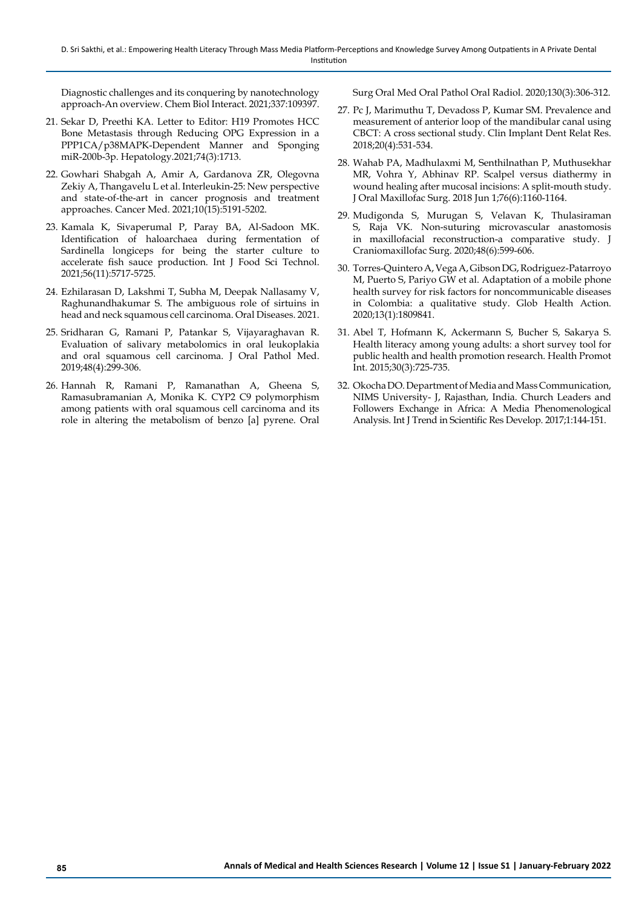Diagnostic challenges and its conquering by nanotechnology approach-An overview. Chem Biol Interact. 2021;337:109397.

21. Sekar D, Preethi KA. Letter to Editor: H19 Promotes HCC Bone Metastasis through Reducing OPG Expression in a PPP1CA/p38MAPK-Dependent Manner and Sponging miR-200b-3p. Hepatology.2021;74(3):1713.

22. Gowhari Shabgah A, Amir A, Gardanova ZR, Olegovna Zekiy A, Thangavelu L et al. Interleukin-25: New perspective and state-of-the-art in cancer prognosis and treatment approaches. Cancer Med. 2021;10(15):5191-5202.

23. Kamala K, Sivaperumal P, Paray BA, Al-Sadoon MK. Identification of haloarchaea during fermentation of Sardinella longiceps for being the starter culture to accelerate fish sauce production. Int J Food Sci Technol. 2021;56(11):5717-5725.

24. Ezhilarasan D, Lakshmi T, Subha M, Deepak Nallasamy V, Raghunandhakumar S. The ambiguous role of sirtuins in head and neck squamous cell carcinoma. Oral Diseases. 2021.

25. Sridharan G, Ramani P, Patankar S, Vijayaraghavan R. Evaluation of salivary metabolomics in oral leukoplakia and oral squamous cell carcinoma. J Oral Pathol Med. 2019;48(4):299-306.

26. Hannah R, Ramani P, Ramanathan A, Gheena S, Ramasubramanian A, Monika K. CYP2 C9 polymorphism among patients with oral squamous cell carcinoma and its role in altering the metabolism of benzo [a] pyrene. Oral Surg Oral Med Oral Pathol Oral Radiol. 2020;130(3):306-312.

27. Pc J, Marimuthu T, Devadoss P, Kumar SM. Prevalence and measurement of anterior loop of the mandibular canal using CBCT: A cross sectional study. Clin Implant Dent Relat Res. 2018;20(4):531-534.

28. Wahab PA, Madhulaxmi M, Senthilnathan P, Muthusekhar MR, Vohra Y, Abhinav RP. Scalpel versus diathermy in wound healing after mucosal incisions: A split-mouth study. J Oral Maxillofac Surg. 2018 Jun 1;76(6):1160-1164.

29. Mudigonda S, Murugan S, Velavan K, Thulasiraman S, Raja VK. Non-suturing microvascular anastomosis in maxillofacial reconstruction-a comparative study. J Craniomaxillofac Surg. 2020;48(6):599-606.

30. Torres-Quintero A, Vega A, Gibson DG, Rodriguez-Patarroyo M, Puerto S, Pariyo GW et al. Adaptation of a mobile phone health survey for risk factors for noncommunicable diseases in Colombia: a qualitative study. Glob Health Action. 2020;13(1):1809841.

31. Abel T, Hofmann K, Ackermann S, Bucher S, Sakarya S. Health literacy among young adults: a short survey tool for public health and health promotion research. Health Promot Int. 2015;30(3):725-735.

32. Okocha DO. Department of Media and Mass Communication, NIMS University- J, Rajasthan, India. Church Leaders and Followers Exchange in Africa: A Media Phenomenological Analysis. Int J Trend in Scientific Res Develop. 2017;1:144-151.